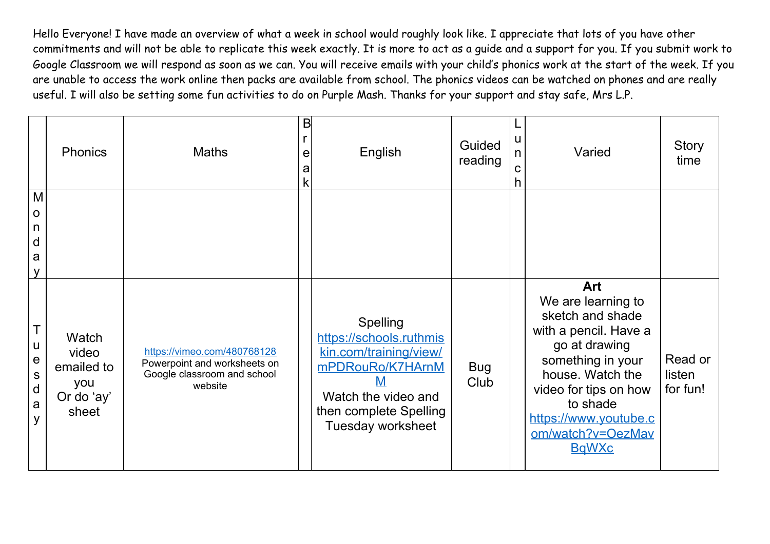Hello Everyone! I have made an overview of what a week in school would roughly look like. I appreciate that lots of you have other commitments and will not be able to replicate this week exactly. It is more to act as a guide and a support for you. If you submit work to Google Classroom we will respond as soon as we can. You will receive emails with your child's phonics work at the start of the week. If you are unable to access the work online then packs are available from school. The phonics videos can be watched on phones and are really useful. I will also be setting some fun activities to do on Purple Mash. Thanks for your support and stay safe, Mrs L.P.

| | Phonics | Maths | Break | English | Guided reading | Lunch | Varied | Story time |
|---|---|---|---|---|---|---|---|---|
| Monday | | | | | | | | |
| Tuesday | Watch video emailed to you Or do 'ay' sheet | https://vimeo.com/480768128 Powerpoint and worksheets on Google classroom and school website | | Spelling https://schools.ruthmiskin.com/training/view/mPDRouRo/K7HArnMM Watch the video and then complete Spelling Tuesday worksheet | Bug Club | | **Art** We are learning to sketch and shade with a pencil. Have a go at drawing something in your house. Watch the video for tips on how to shade https://www.youtube.com/watch?v=OezMavBqWXc | Read or listen for fun! |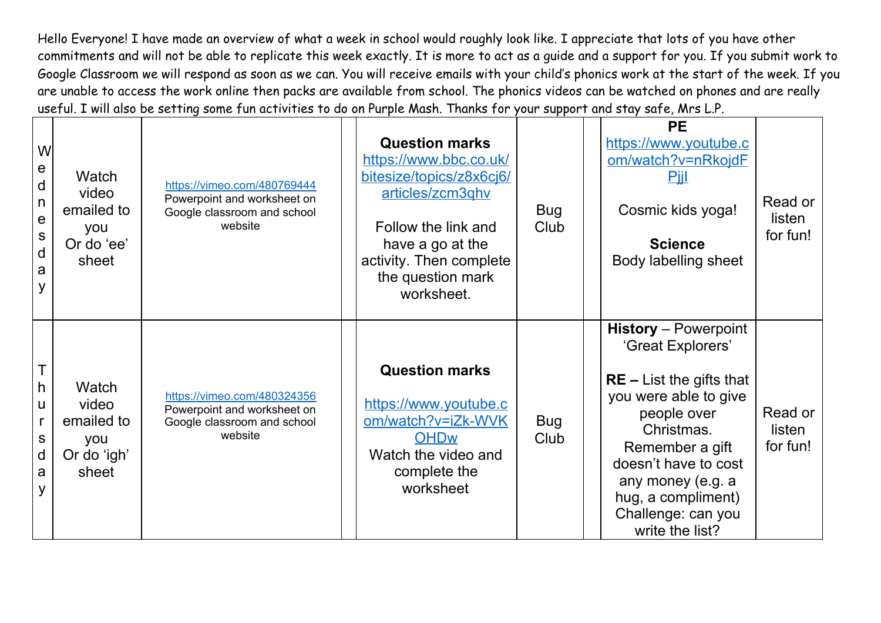Hello Everyone! I have made an overview of what a week in school would roughly look like. I appreciate that lots of you have other commitments and will not be able to replicate this week exactly. It is more to act as a guide and a support for you. If you submit work to Google Classroom we will respond as soon as we can. You will receive emails with your child's phonics work at the start of the week. If you are unable to access the work online then packs are available from school. The phonics videos can be watched on phones and are really useful. I will also be setting some fun activities to do on Purple Mash. Thanks for your support and stay safe, Mrs L.P.

| | | | | | | | | |
|---|---|---|---|---|---|---|---|---|
| Wednesday | Watch video emailed to you Or do 'ee' sheet | https://vimeo.com/480769444 Powerpoint and worksheet on Google classroom and school website | | **Question marks** https://www.bbc.co.uk/bitesize/topics/z8x6cj6/articles/zcm3qhv Follow the link and have a go at the activity. Then complete the question mark worksheet. | Bug Club | | **PE** https://www.youtube.com/watch?v=nRkojdFPjjI Cosmic kids yoga! **Science** Body labelling sheet | Read or listen for fun! |
| Thursday | Watch video emailed to you Or do 'igh' sheet | https://vimeo.com/480324356 Powerpoint and worksheet on Google classroom and school website | | **Question marks** https://www.youtube.com/watch?v=iZk-WVKOHDw Watch the video and complete the worksheet | Bug Club | | **History** – Powerpoint 'Great Explorers' **RE –** List the gifts that you were able to give people over Christmas. Remember a gift doesn't have to cost any money (e.g. a hug, a compliment) Challenge: can you write the list? | Read or listen for fun! |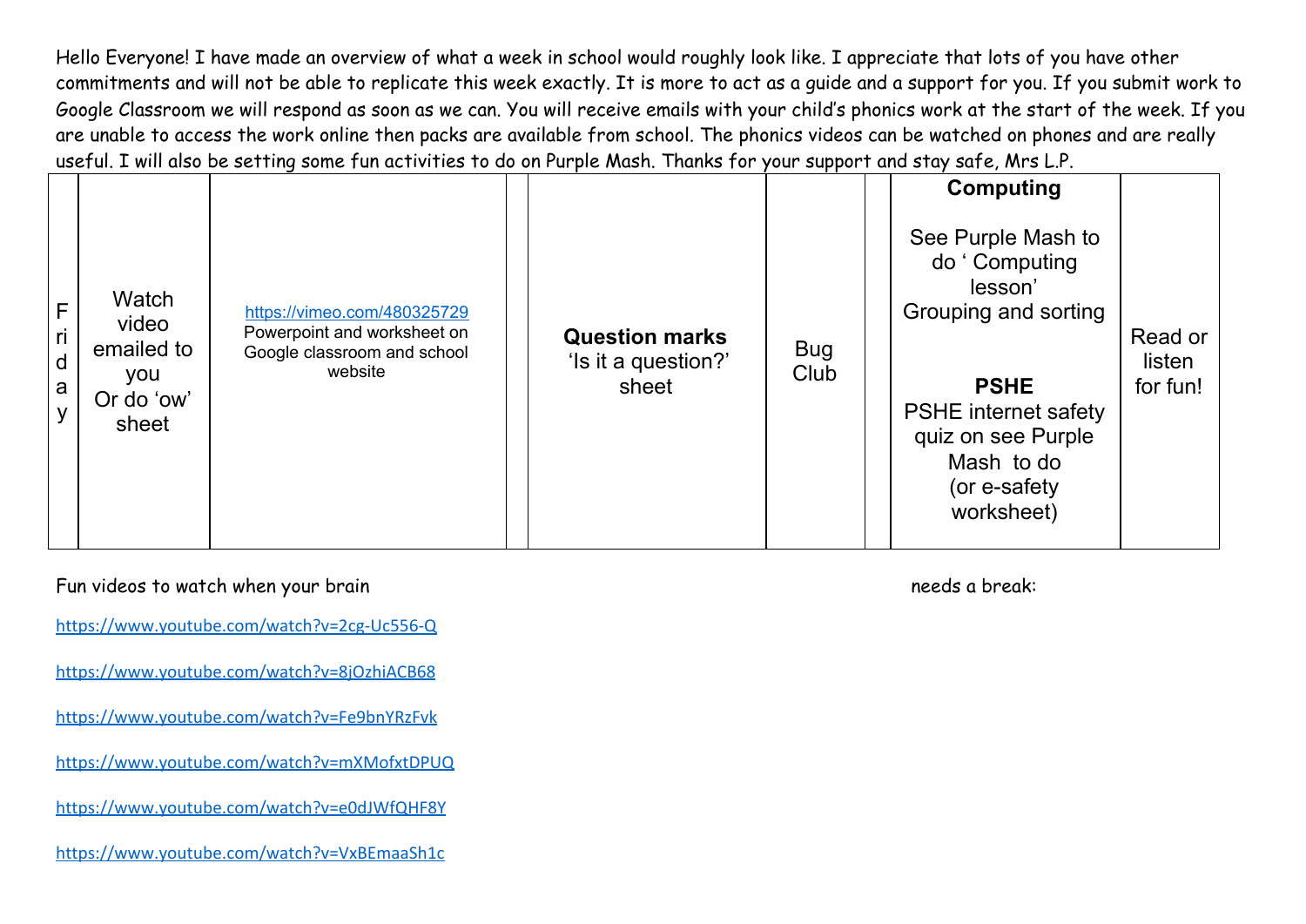Hello Everyone! I have made an overview of what a week in school would roughly look like. I appreciate that lots of you have other commitments and will not be able to replicate this week exactly. It is more to act as a guide and a support for you. If you submit work to Google Classroom we will respond as soon as we can. You will receive emails with your child's phonics work at the start of the week. If you are unable to access the work online then packs are available from school. The phonics videos can be watched on phones and are really useful. I will also be setting some fun activities to do on Purple Mash. Thanks for your support and stay safe, Mrs L.P.

| | | | | | | | | |
|---|---|---|---|---|---|---|---|---|
| Friday | Watch video emailed to you Or do 'ow' sheet | https://vimeo.com/480325729 Powerpoint and worksheet on Google classroom and school website | | **Question marks** 'Is it a question?' sheet | Bug Club | | **Computing** See Purple Mash to do ' Computing lesson' Grouping and sorting **PSHE** PSHE internet safety quiz on see Purple Mash to do (or e-safety worksheet) | Read or listen for fun! |

Fun videos to watch when your brain needs a break:

https://www.youtube.com/watch?v=2cg-Uc556-Q

https://www.youtube.com/watch?v=8jOzhiACB68

https://www.youtube.com/watch?v=Fe9bnYRzFvk

https://www.youtube.com/watch?v=mXMofxtDPUQ

https://www.youtube.com/watch?v=e0dJWfQHF8Y

https://www.youtube.com/watch?v=VxBEmaaSh1c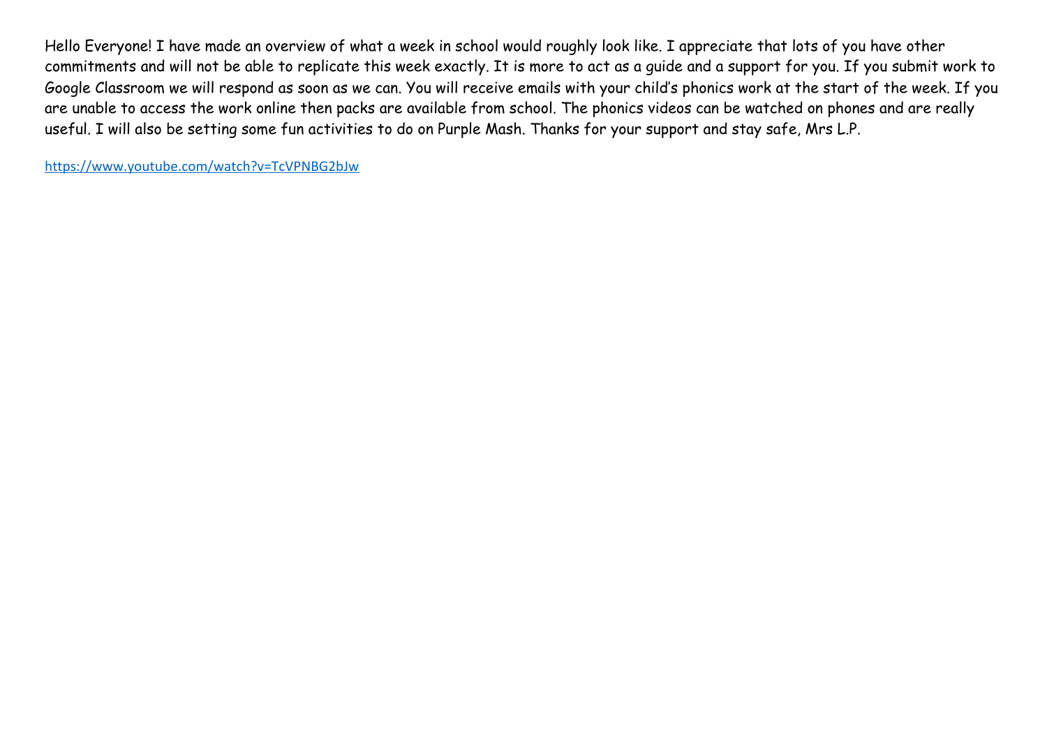Hello Everyone! I have made an overview of what a week in school would roughly look like. I appreciate that lots of you have other commitments and will not be able to replicate this week exactly. It is more to act as a guide and a support for you. If you submit work to Google Classroom we will respond as soon as we can. You will receive emails with your child's phonics work at the start of the week. If you are unable to access the work online then packs are available from school. The phonics videos can be watched on phones and are really useful. I will also be setting some fun activities to do on Purple Mash. Thanks for your support and stay safe, Mrs L.P.

https://www.youtube.com/watch?v=TcVPNBG2bJw